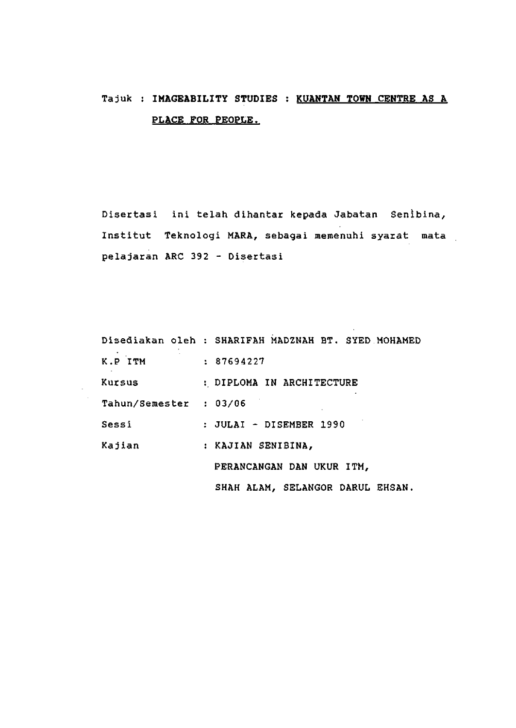Tajuk : **IMAGEABILITY STUDIES : KUANTAN TOWN CENTRE AS A PLACE FOR PEOPLE.**

Disertasi ini telah dihantar kepada Jabatan Senibina, Institut Teknologi MARA, sebagai memenuhi syarat mata pelajaran ARC 392 - Disertasi

Disediakan oleh : SHARIFAH MADZNAH BT. SYED MOHAMED

K.P ITM : 87694227

Kursus : DIPLOMA IN ARCHITECTURE

Tahun/Semester : 03/06

Sessi : JULAI - DISEMBER 1990

Kajian : KAJIAN SENIBINA, PERANCANGAN DAN UKUR ITM, SHAH ALAM, SELANGOR DARUL EHSAN.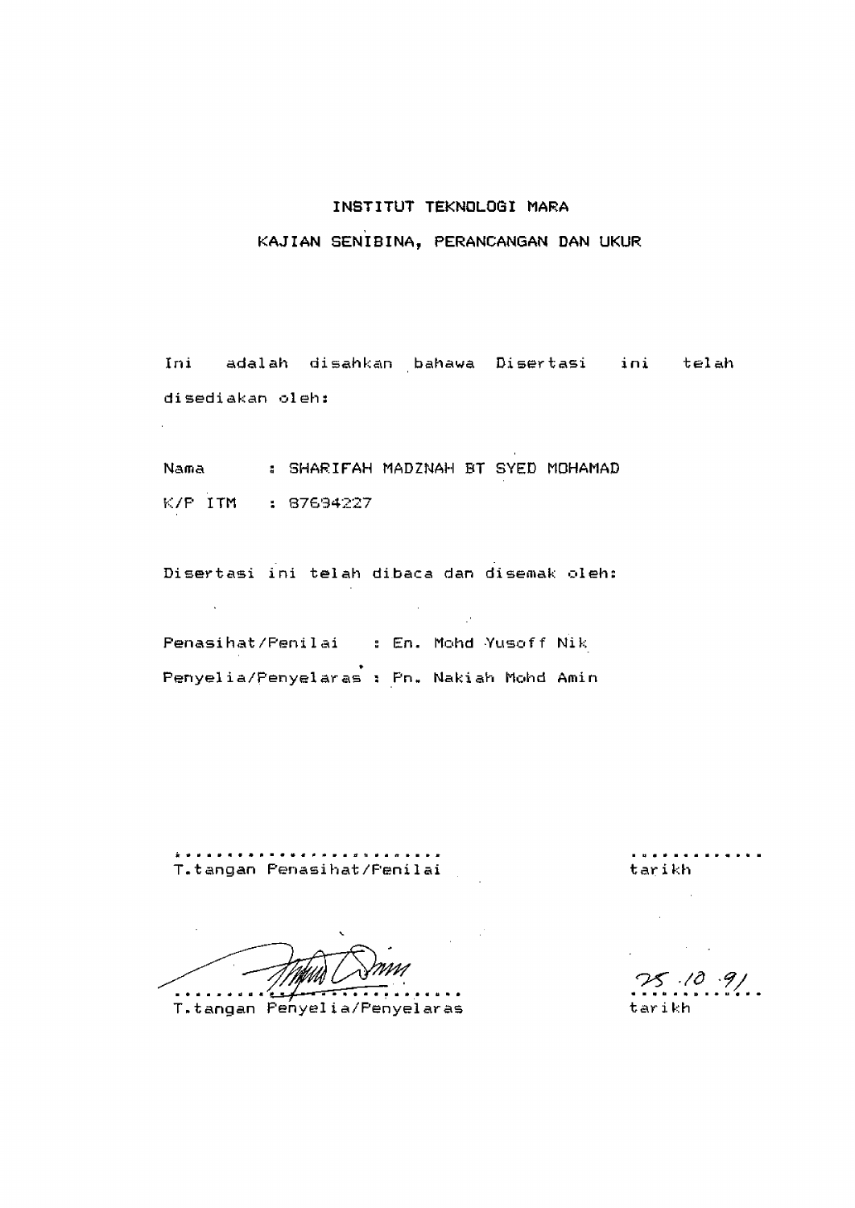INSTITUT TEKNOLOGI MARA

KAJIAN SENIBINA, PERANCANGAN DAN UKUR

Ini adalah disahkan bahawa Disertasi ini telah disediakan oleh:

Nama : SHARIFAH MADZNAH BT SYED MOHAMAD

K/P ITM : 87694227

Disertasi ini telah dibaca dan disemak oleh:

Penasihat/Penilai : En. Mohd Yusoff Nik

Penyelia/Penyelaras : Pn. Nakiah Mohd Amin

..........................
T.tangan Penasihat/Penilai

.............
tarikh

..........................
T.tangan Penyelia/Penyelaras

25.10.91
tarikh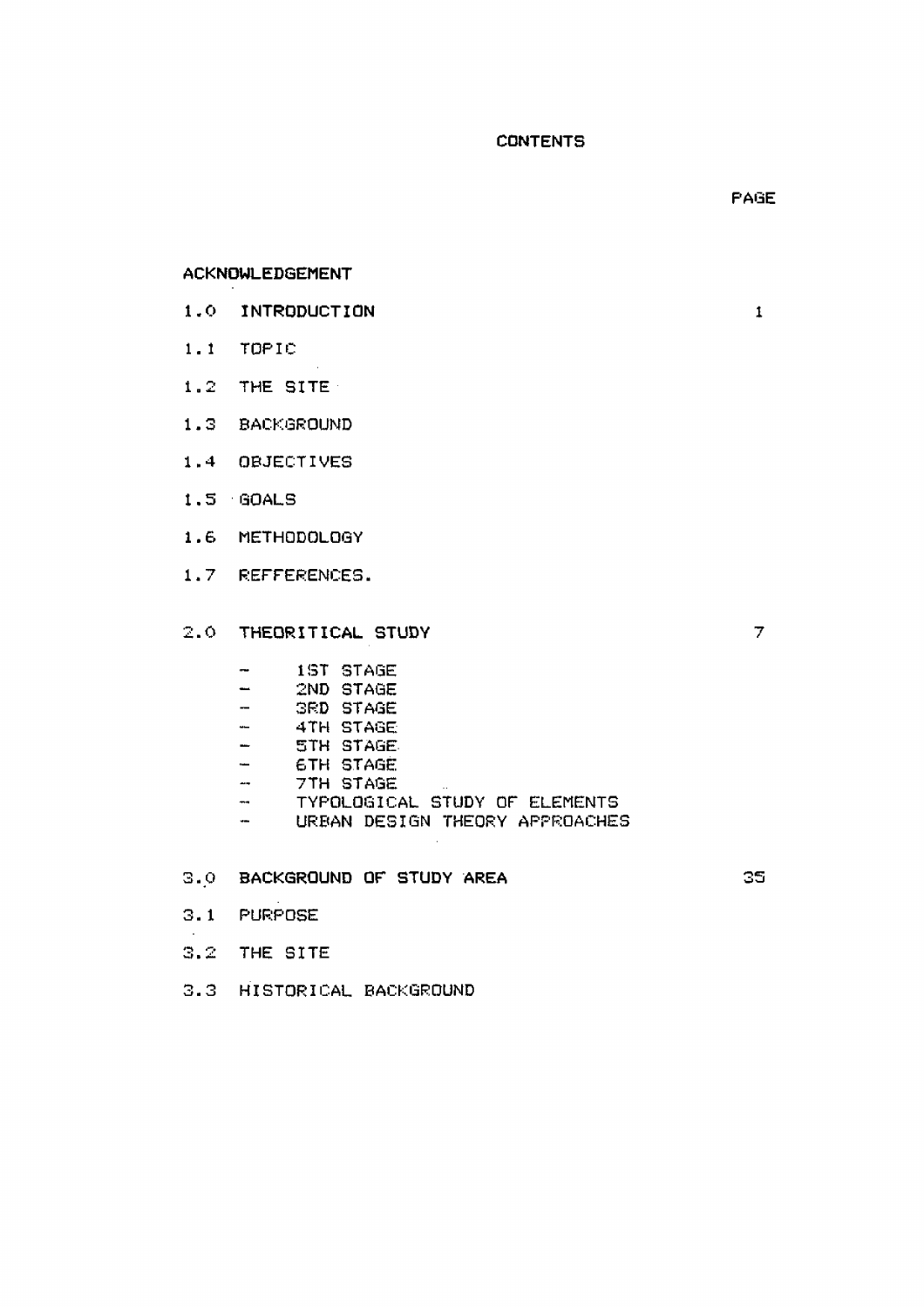# CONTENTS

| | | PAGE |
|---|---|---|
| ACKNOWLEDGEMENT | | |
| 1.0 | INTRODUCTION | 1 |
| 1.1 | TOPIC | |
| 1.2 | THE SITE | |
| 1.3 | BACKGROUND | |
| 1.4 | OBJECTIVES | |
| 1.5 | GOALS | |
| 1.6 | METHODOLOGY | |
| 1.7 | REFFERENCES. | |
| 2.0 | THEORITICAL STUDY | 7 |
| | - 1ST STAGE | |
| | - 2ND STAGE | |
| | - 3RD STAGE | |
| | - 4TH STAGE | |
| | - 5TH STAGE | |
| | - 6TH STAGE | |
| | - 7TH STAGE | |
| | - TYPOLOGICAL STUDY OF ELEMENTS | |
| | - URBAN DESIGN THEORY APPROACHES | |
| 3.0 | BACKGROUND OF STUDY AREA | 35 |
| 3.1 | PURPOSE | |
| 3.2 | THE SITE | |
| 3.3 | HISTORICAL BACKGROUND | |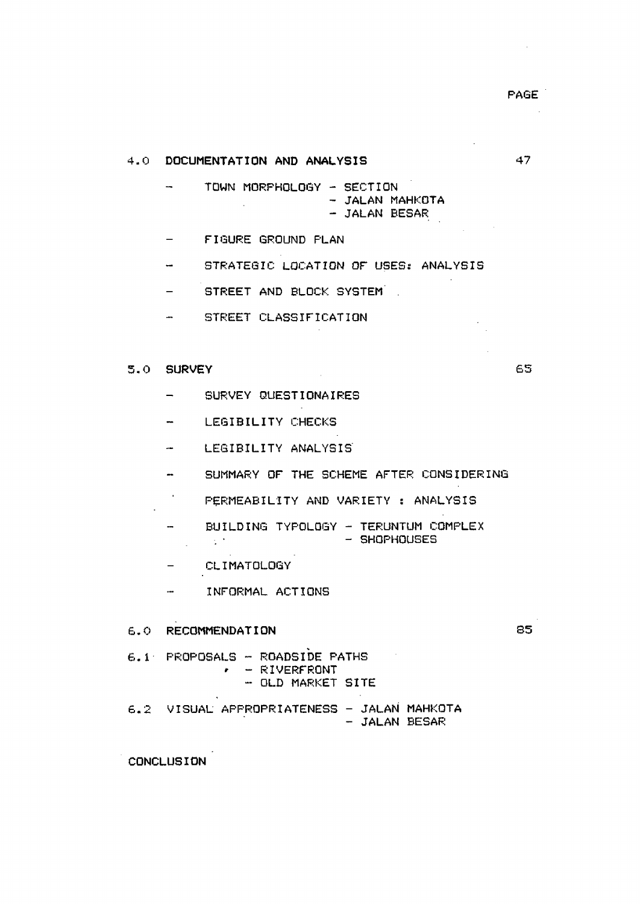PAGE

**4.0 DOCUMENTATION AND ANALYSIS** 47

- TOWN MORPHOLOGY – SECTION
  - JALAN MAHKOTA
  - JALAN BESAR
- FIGURE GROUND PLAN
- STRATEGIC LOCATION OF USES: ANALYSIS
- STREET AND BLOCK SYSTEM
- STREET CLASSIFICATION

**5.0 SURVEY** 65

- SURVEY QUESTIONAIRES
- LEGIBILITY CHECKS
- LEGIBILITY ANALYSIS
- SUMMARY OF THE SCHEME AFTER CONSIDERING

  PERMEABILITY AND VARIETY : ANALYSIS
- BUILDING TYPOLOGY – TERUNTUM COMPLEX
  - SHOPHOUSES
- CLIMATOLOGY
- INFORMAL ACTIONS

**6.0 RECOMMENDATION** 85

6.1 PROPOSALS – ROADSIDE PATHS
- RIVERFRONT
- OLD MARKET SITE

6.2 VISUAL APPROPRIATENESS – JALAN MAHKOTA
- JALAN BESAR

CONCLUSION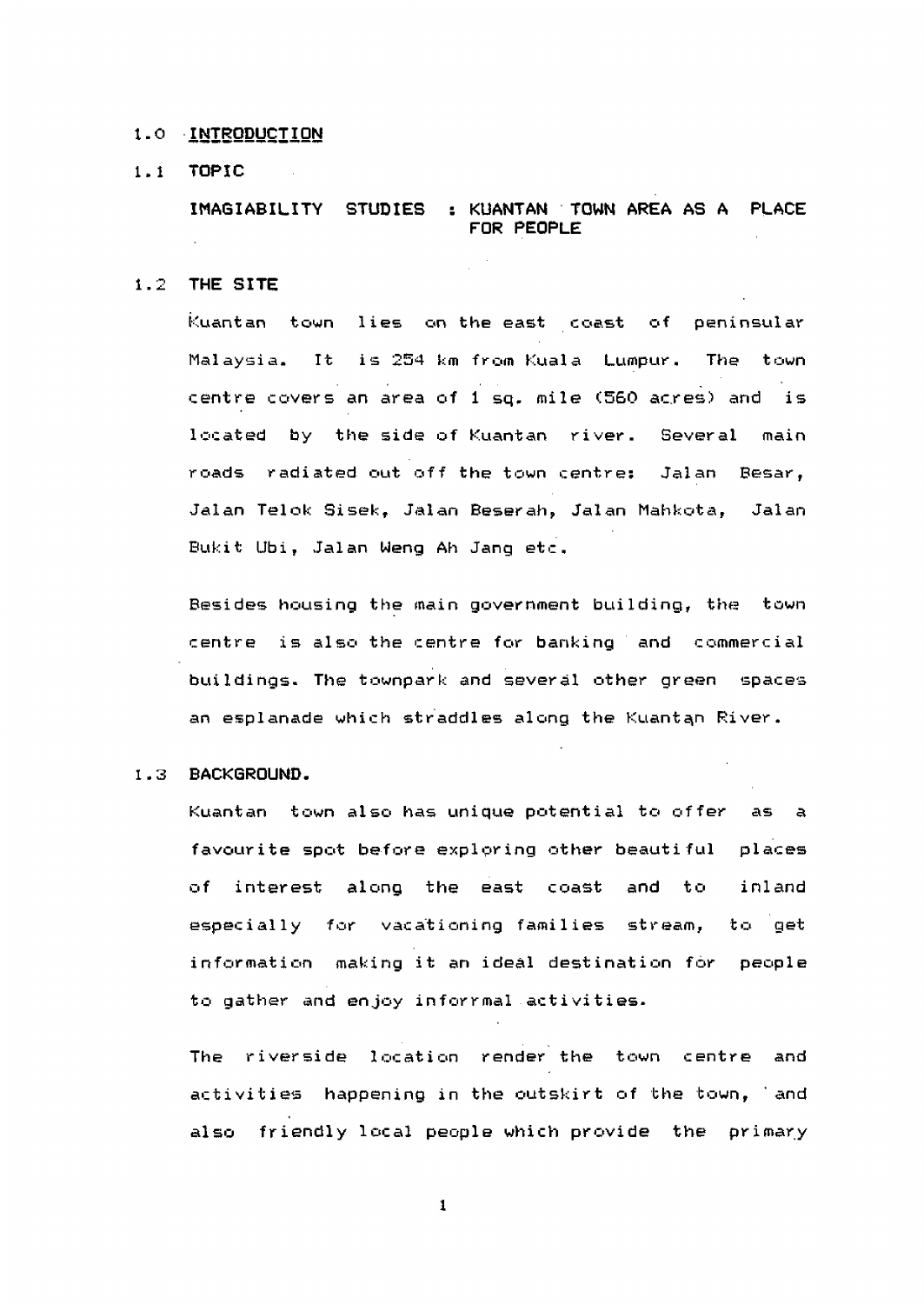## 1.0 INTRODUCTION

### 1.1 TOPIC

**IMAGIABILITY STUDIES : KUANTAN TOWN AREA AS A PLACE FOR PEOPLE**

### 1.2 THE SITE

Kuantan town lies on the east coast of peninsular Malaysia. It is 254 km from Kuala Lumpur. The town centre covers an area of 1 sq. mile (560 acres) and is located by the side of Kuantan river. Several main roads radiated out off the town centre: Jalan Besar, Jalan Telok Sisek, Jalan Beserah, Jalan Mahkota, Jalan Bukit Ubi, Jalan Weng Ah Jang etc.

Besides housing the main government building, the town centre is also the centre for banking and commercial buildings. The townpark and several other green spaces an esplanade which straddles along the Kuantan River.

### 1.3 BACKGROUND.

Kuantan town also has unique potential to offer as a favourite spot before exploring other beautiful places of interest along the east coast and to inland especially for vacationing families stream, to get information making it an ideal destination for people to gather and enjoy inforrmal activities.

The riverside location render the town centre and activities happening in the outskirt of the town, and also friendly local people which provide the primary